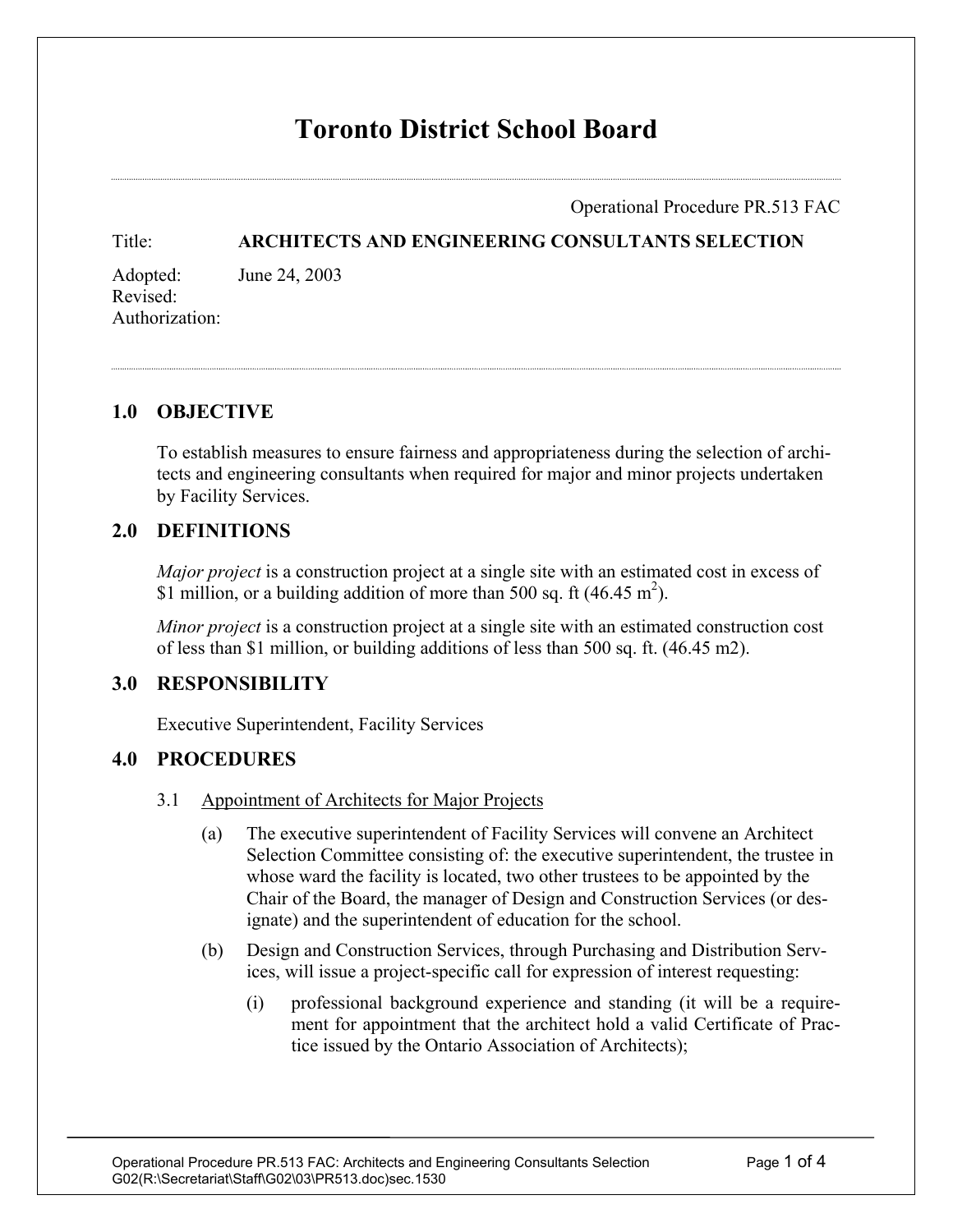# Toronto District School Board

Operational Procedure PR.513 FAC

Title: **ARCHITECTS AND ENGINEERING CONSULTANTS SELECTION**

Adopted: June 24, 2003
Revised:
Authorization:

## 1.0 OBJECTIVE

To establish measures to ensure fairness and appropriateness during the selection of architects and engineering consultants when required for major and minor projects undertaken by Facility Services.

## 2.0 DEFINITIONS

*Major project* is a construction project at a single site with an estimated cost in excess of $1 million, or a building addition of more than 500 sq. ft (46.45 $m^2$).

*Minor project* is a construction project at a single site with an estimated construction cost of less than $1 million, or building additions of less than 500 sq. ft. (46.45 m2).

## 3.0 RESPONSIBILITY

Executive Superintendent, Facility Services

## 4.0 PROCEDURES

3.1 Appointment of Architects for Major Projects

(a) The executive superintendent of Facility Services will convene an Architect Selection Committee consisting of: the executive superintendent, the trustee in whose ward the facility is located, two other trustees to be appointed by the Chair of the Board, the manager of Design and Construction Services (or designate) and the superintendent of education for the school.

(b) Design and Construction Services, through Purchasing and Distribution Services, will issue a project-specific call for expression of interest requesting:

(i) professional background experience and standing (it will be a requirement for appointment that the architect hold a valid Certificate of Practice issued by the Ontario Association of Architects);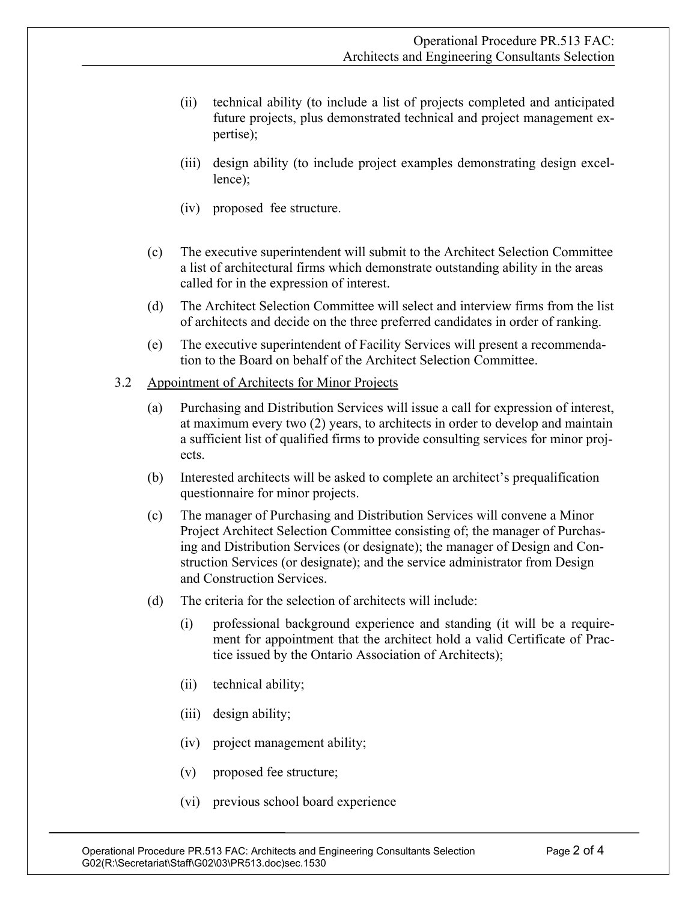(ii) technical ability (to include a list of projects completed and anticipated future projects, plus demonstrated technical and project management expertise);

(iii) design ability (to include project examples demonstrating design excellence);

(iv) proposed fee structure.

(c) The executive superintendent will submit to the Architect Selection Committee a list of architectural firms which demonstrate outstanding ability in the areas called for in the expression of interest.

(d) The Architect Selection Committee will select and interview firms from the list of architects and decide on the three preferred candidates in order of ranking.

(e) The executive superintendent of Facility Services will present a recommendation to the Board on behalf of the Architect Selection Committee.

3.2 Appointment of Architects for Minor Projects

(a) Purchasing and Distribution Services will issue a call for expression of interest, at maximum every two (2) years, to architects in order to develop and maintain a sufficient list of qualified firms to provide consulting services for minor projects.

(b) Interested architects will be asked to complete an architect's prequalification questionnaire for minor projects.

(c) The manager of Purchasing and Distribution Services will convene a Minor Project Architect Selection Committee consisting of; the manager of Purchasing and Distribution Services (or designate); the manager of Design and Construction Services (or designate); and the service administrator from Design and Construction Services.

(d) The criteria for the selection of architects will include:

(i) professional background experience and standing (it will be a requirement for appointment that the architect hold a valid Certificate of Practice issued by the Ontario Association of Architects);

(ii) technical ability;

(iii) design ability;

(iv) project management ability;

(v) proposed fee structure;

(vi) previous school board experience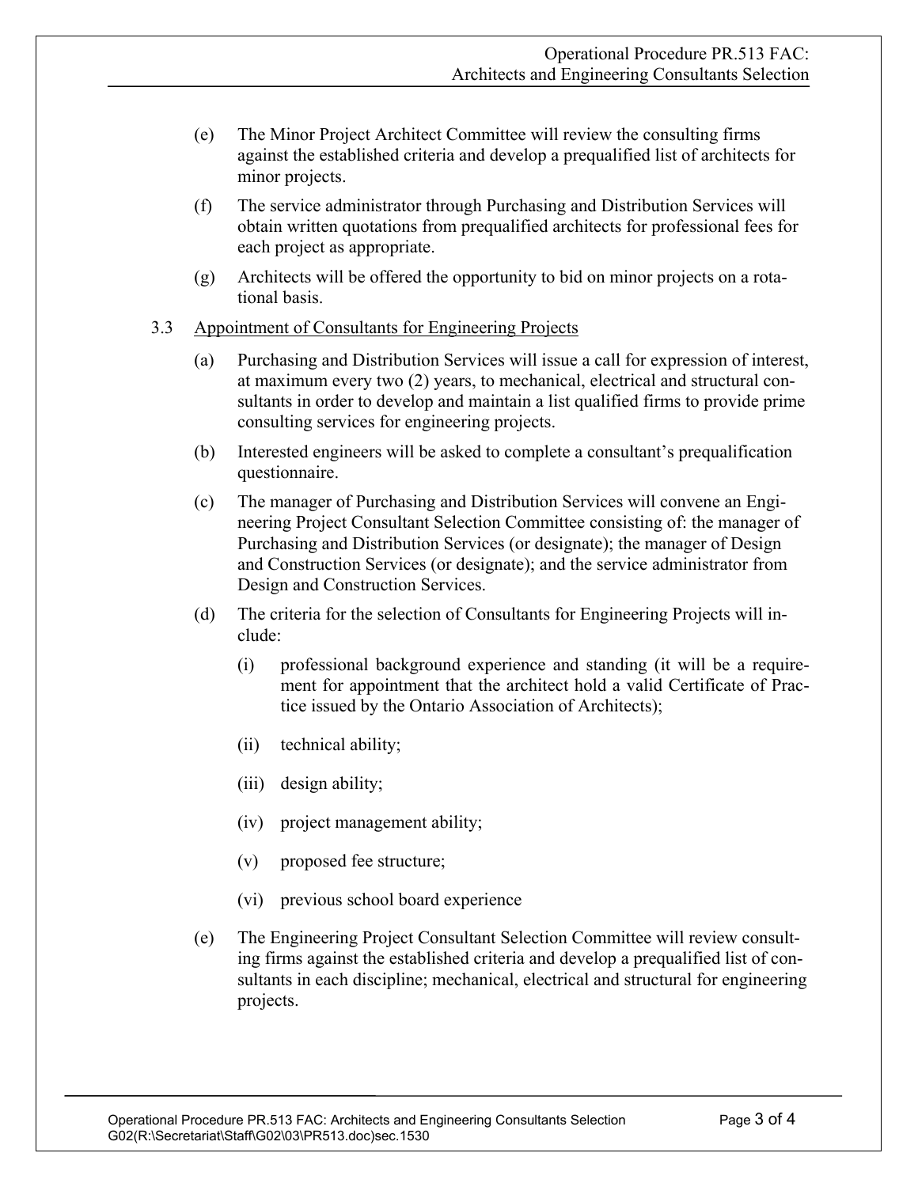(e) The Minor Project Architect Committee will review the consulting firms against the established criteria and develop a prequalified list of architects for minor projects.

(f) The service administrator through Purchasing and Distribution Services will obtain written quotations from prequalified architects for professional fees for each project as appropriate.

(g) Architects will be offered the opportunity to bid on minor projects on a rotational basis.

3.3 <u>Appointment of Consultants for Engineering Projects</u>

(a) Purchasing and Distribution Services will issue a call for expression of interest, at maximum every two (2) years, to mechanical, electrical and structural consultants in order to develop and maintain a list qualified firms to provide prime consulting services for engineering projects.

(b) Interested engineers will be asked to complete a consultant's prequalification questionnaire.

(c) The manager of Purchasing and Distribution Services will convene an Engineering Project Consultant Selection Committee consisting of: the manager of Purchasing and Distribution Services (or designate); the manager of Design and Construction Services (or designate); and the service administrator from Design and Construction Services.

(d) The criteria for the selection of Consultants for Engineering Projects will include:

(i) professional background experience and standing (it will be a requirement for appointment that the architect hold a valid Certificate of Practice issued by the Ontario Association of Architects);

(ii) technical ability;

(iii) design ability;

(iv) project management ability;

(v) proposed fee structure;

(vi) previous school board experience

(e) The Engineering Project Consultant Selection Committee will review consulting firms against the established criteria and develop a prequalified list of consultants in each discipline; mechanical, electrical and structural for engineering projects.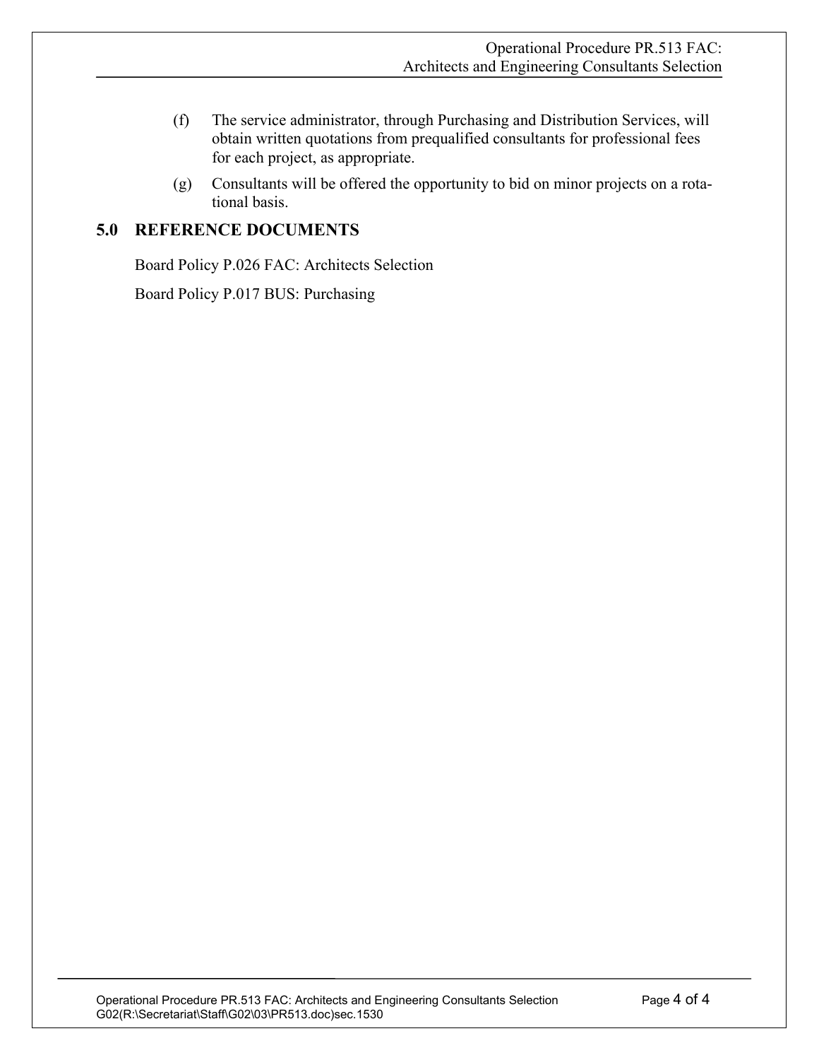(f) The service administrator, through Purchasing and Distribution Services, will obtain written quotations from prequalified consultants for professional fees for each project, as appropriate.

(g) Consultants will be offered the opportunity to bid on minor projects on a rotational basis.

## 5.0 REFERENCE DOCUMENTS

Board Policy P.026 FAC: Architects Selection

Board Policy P.017 BUS: Purchasing